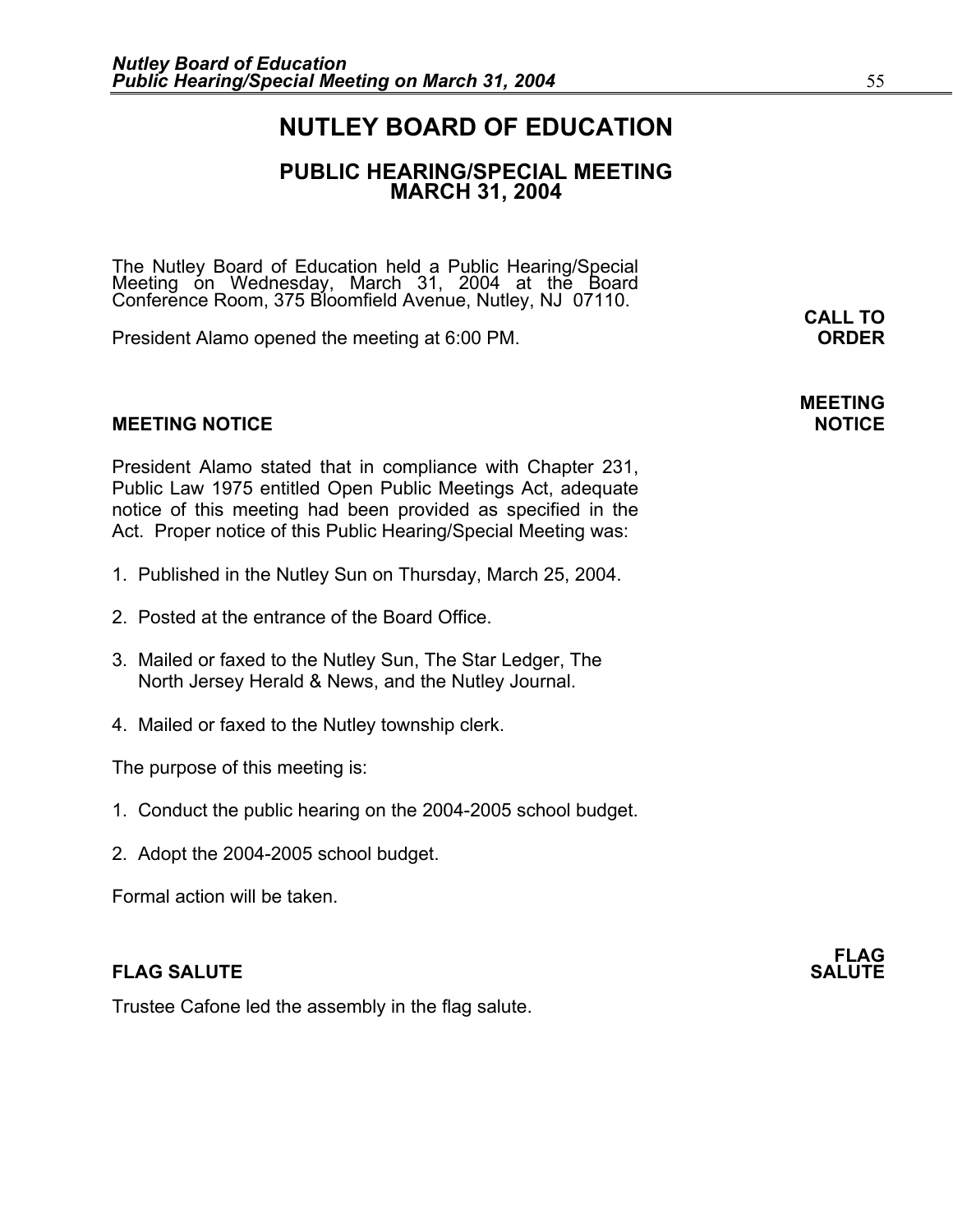# NUTLEY BOARD OF EDUCATION

## PUBLIC HEARING/SPECIAL MEETING
## MARCH 31, 2004

The Nutley Board of Education held a Public Hearing/Special Meeting on Wednesday, March 31, 2004 at the Board Conference Room, 375 Bloomfield Avenue, Nutley, NJ 07110.

**CALL TO ORDER**

President Alamo opened the meeting at 6:00 PM.

**MEETING NOTICE**

### MEETING NOTICE

President Alamo stated that in compliance with Chapter 231, Public Law 1975 entitled Open Public Meetings Act, adequate notice of this meeting had been provided as specified in the Act. Proper notice of this Public Hearing/Special Meeting was:

1. Published in the Nutley Sun on Thursday, March 25, 2004.
2. Posted at the entrance of the Board Office.
3. Mailed or faxed to the Nutley Sun, The Star Ledger, The North Jersey Herald & News, and the Nutley Journal.
4. Mailed or faxed to the Nutley township clerk.

The purpose of this meeting is:

1. Conduct the public hearing on the 2004-2005 school budget.
2. Adopt the 2004-2005 school budget.

Formal action will be taken.

**FLAG SALUTE**

### FLAG SALUTE

Trustee Cafone led the assembly in the flag salute.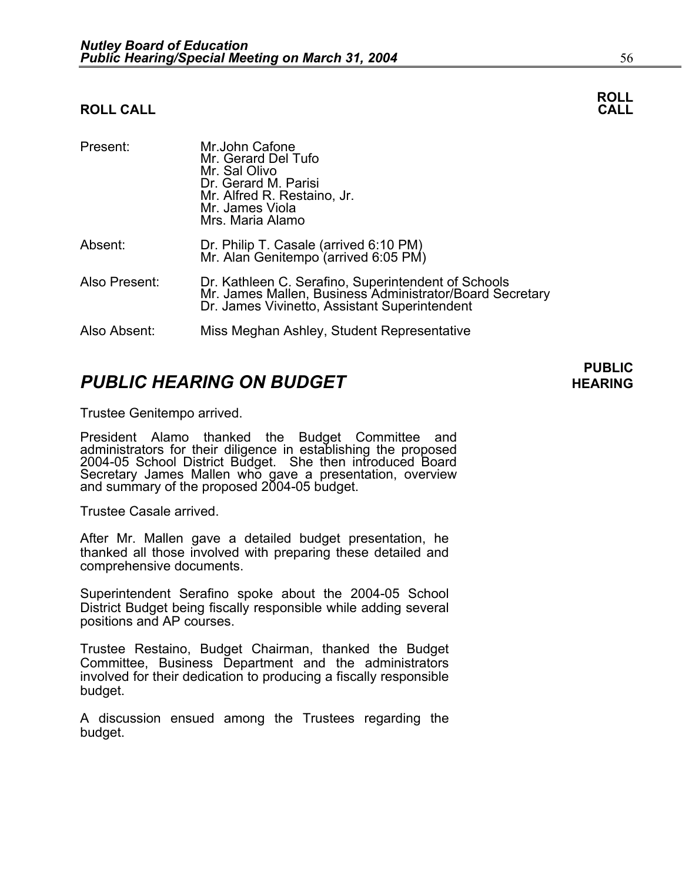## ROLL CALL

**ROLL CALL**

| | |
|---|---|
| Present: | Mr.John Cafone<br>Mr. Gerard Del Tufo<br>Mr. Sal Olivo<br>Dr. Gerard M. Parisi<br>Mr. Alfred R. Restaino, Jr.<br>Mr. James Viola<br>Mrs. Maria Alamo |
| Absent: | Dr. Philip T. Casale (arrived 6:10 PM)<br>Mr. Alan Genitempo (arrived 6:05 PM) |
| Also Present: | Dr. Kathleen C. Serafino, Superintendent of Schools<br>Mr. James Mallen, Business Administrator/Board Secretary<br>Dr. James Vivinetto, Assistant Superintendent |
| Also Absent: | Miss Meghan Ashley, Student Representative |

## *PUBLIC HEARING ON BUDGET*

**PUBLIC HEARING**

Trustee Genitempo arrived.

President Alamo thanked the Budget Committee and administrators for their diligence in establishing the proposed 2004-05 School District Budget. She then introduced Board Secretary James Mallen who gave a presentation, overview and summary of the proposed 2004-05 budget.

Trustee Casale arrived.

After Mr. Mallen gave a detailed budget presentation, he thanked all those involved with preparing these detailed and comprehensive documents.

Superintendent Serafino spoke about the 2004-05 School District Budget being fiscally responsible while adding several positions and AP courses.

Trustee Restaino, Budget Chairman, thanked the Budget Committee, Business Department and the administrators involved for their dedication to producing a fiscally responsible budget.

A discussion ensued among the Trustees regarding the budget.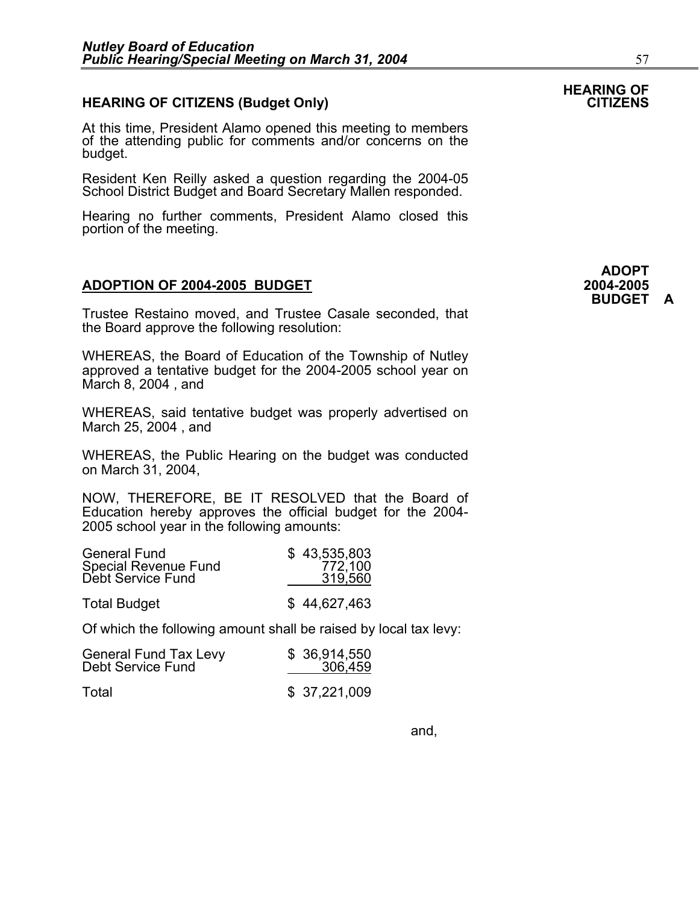**HEARING OF CITIZENS**

### HEARING OF CITIZENS (Budget Only)

At this time, President Alamo opened this meeting to members of the attending public for comments and/or concerns on the budget.

Resident Ken Reilly asked a question regarding the 2004-05 School District Budget and Board Secretary Mallen responded.

Hearing no further comments, President Alamo closed this portion of the meeting.

**ADOPT 2004-2005 BUDGET A**

### ADOPTION OF 2004-2005 BUDGET

Trustee Restaino moved, and Trustee Casale seconded, that the Board approve the following resolution:

WHEREAS, the Board of Education of the Township of Nutley approved a tentative budget for the 2004-2005 school year on March 8, 2004 , and

WHEREAS, said tentative budget was properly advertised on March 25, 2004 , and

WHEREAS, the Public Hearing on the budget was conducted on March 31, 2004,

NOW, THEREFORE, BE IT RESOLVED that the Board of Education hereby approves the official budget for the 2004-2005 school year in the following amounts:

| | |
|---|---|
| General Fund | $ 43,535,803 |
| Special Revenue Fund | 772,100 |
| Debt Service Fund | 319,560 |
| Total Budget | $ 44,627,463 |

Of which the following amount shall be raised by local tax levy:

| | |
|---|---|
| General Fund Tax Levy | $ 36,914,550 |
| Debt Service Fund | 306,459 |
| Total | $ 37,221,009 |

and,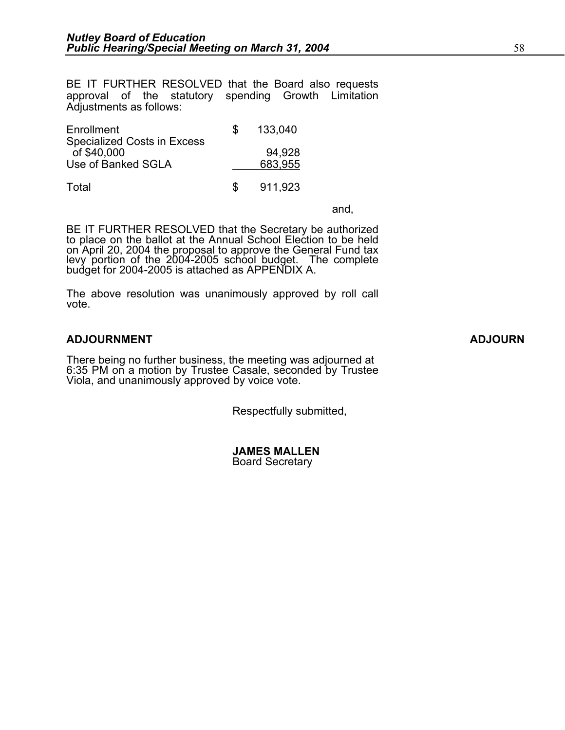BE IT FURTHER RESOLVED that the Board also requests approval of the statutory spending Growth Limitation Adjustments as follows:

| | | |
|---|---|---|
| Enrollment | $ | 133,040 |
| Specialized Costs in Excess of $40,000 | | 94,928 |
| Use of Banked SGLA | | 683,955 |
| Total | $ | 911,923 |

and,

BE IT FURTHER RESOLVED that the Secretary be authorized to place on the ballot at the Annual School Election to be held on April 20, 2004 the proposal to approve the General Fund tax levy portion of the 2004-2005 school budget. The complete budget for 2004-2005 is attached as APPENDIX A.

The above resolution was unanimously approved by roll call vote.

**ADJOURNMENT** **ADJOURN**

There being no further business, the meeting was adjourned at 6:35 PM on a motion by Trustee Casale, seconded by Trustee Viola, and unanimously approved by voice vote.

Respectfully submitted,

**JAMES MALLEN**
Board Secretary